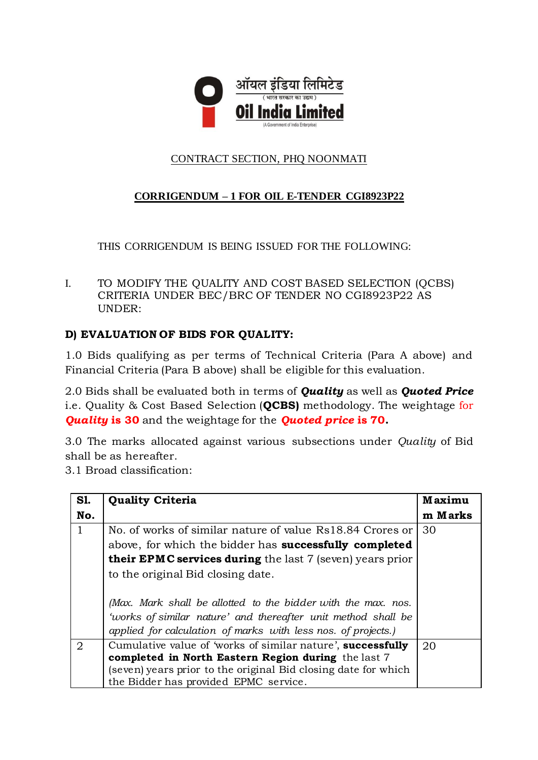ऑयल इंडिया लिमिटेड
( भारत सरकार का उद्यम )
**Oil India Limited**
(A Government of India Enterprise)

CONTRACT SECTION, PHQ NOONMATI

**CORRIGENDUM – 1 FOR OIL E-TENDER CGI8923P22**

THIS CORRIGENDUM IS BEING ISSUED FOR THE FOLLOWING:

I. TO MODIFY THE QUALITY AND COST BASED SELECTION (QCBS) CRITERIA UNDER BEC/BRC OF TENDER NO CGI8923P22 AS UNDER:

**D) EVALUATION OF BIDS FOR QUALITY:**

1.0 Bids qualifying as per terms of Technical Criteria (Para A above) and Financial Criteria (Para B above) shall be eligible for this evaluation.

2.0 Bids shall be evaluated both in terms of ***Quality*** as well as ***Quoted Price*** i.e. Quality & Cost Based Selection (**QCBS)** methodology. The weightage for ***Quality* is 30** and the weightage for the ***Quoted price* is 70.**

3.0 The marks allocated against various subsections under *Quality* of Bid shall be as hereafter.
3.1 Broad classification:

| Sl. No. | Quality Criteria | Maximum Marks |
|---|---|---|
| 1 | No. of works of similar nature of value Rs18.84 Crores or above, for which the bidder has **successfully completed their EPMC services during** the last 7 (seven) years prior to the original Bid closing date.<br><br>*(Max. Mark shall be allotted to the bidder with the max. nos. 'works of similar nature' and thereafter unit method shall be applied for calculation of marks with less nos. of projects.)* | 30 |
| 2 | Cumulative value of 'works of similar nature', **successfully completed in North Eastern Region during** the last 7 (seven) years prior to the original Bid closing date for which the Bidder has provided EPMC service. | 20 |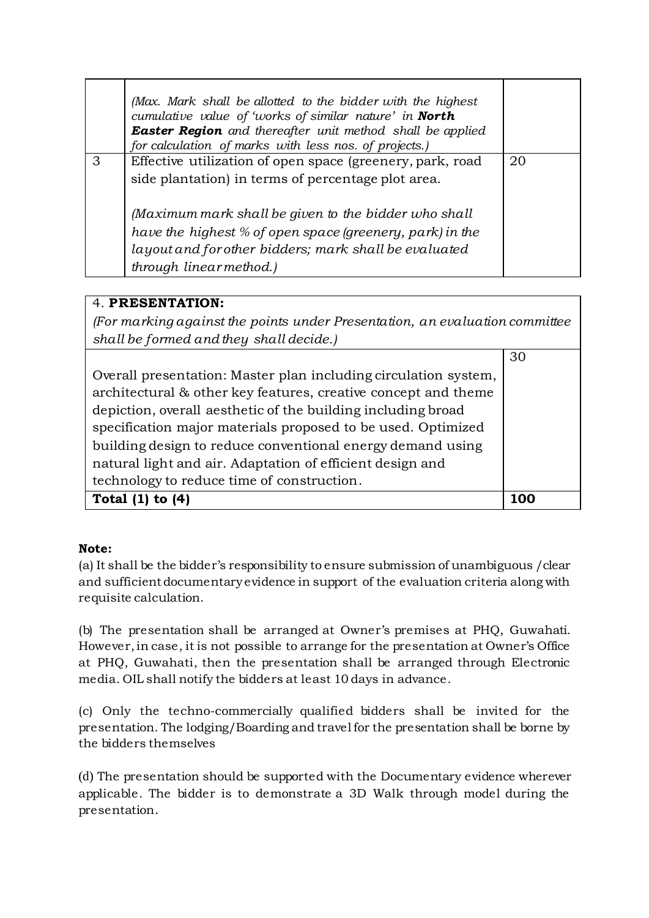| | | |
|---|---|---|
| | *(Max. Mark shall be allotted to the bidder with the highest cumulative value of 'works of similar nature' in **North Easter Region** and thereafter unit method shall be applied for calculation of marks with less nos. of projects.)* | |
| 3 | Effective utilization of open space (greenery, park, road side plantation) in terms of percentage plot area.<br><br>*(Maximum mark shall be given to the bidder who shall have the highest % of open space (greenery, park) in the layout and for other bidders; mark shall be evaluated through linear method.)* | 20 |

| 4. **PRESENTATION:**<br>*(For marking against the points under Presentation, an evaluation committee shall be formed and they shall decide.)* | |
|---|---|
| Overall presentation: Master plan including circulation system, architectural & other key features, creative concept and theme depiction, overall aesthetic of the building including broad specification major materials proposed to be used. Optimized building design to reduce conventional energy demand using natural light and air. Adaptation of efficient design and technology to reduce time of construction. | 30 |
| **Total (1) to (4)** | **100** |

**Note:**

(a) It shall be the bidder's responsibility to ensure submission of unambiguous /clear and sufficient documentary evidence in support of the evaluation criteria along with requisite calculation.

(b) The presentation shall be arranged at Owner's premises at PHQ, Guwahati. However, in case, it is not possible to arrange for the presentation at Owner's Office at PHQ, Guwahati, then the presentation shall be arranged through Electronic media. OIL shall notify the bidders at least 10 days in advance.

(c) Only the techno-commercially qualified bidders shall be invited for the presentation. The lodging/Boarding and travel for the presentation shall be borne by the bidders themselves

(d) The presentation should be supported with the Documentary evidence wherever applicable. The bidder is to demonstrate a 3D Walk through model during the presentation.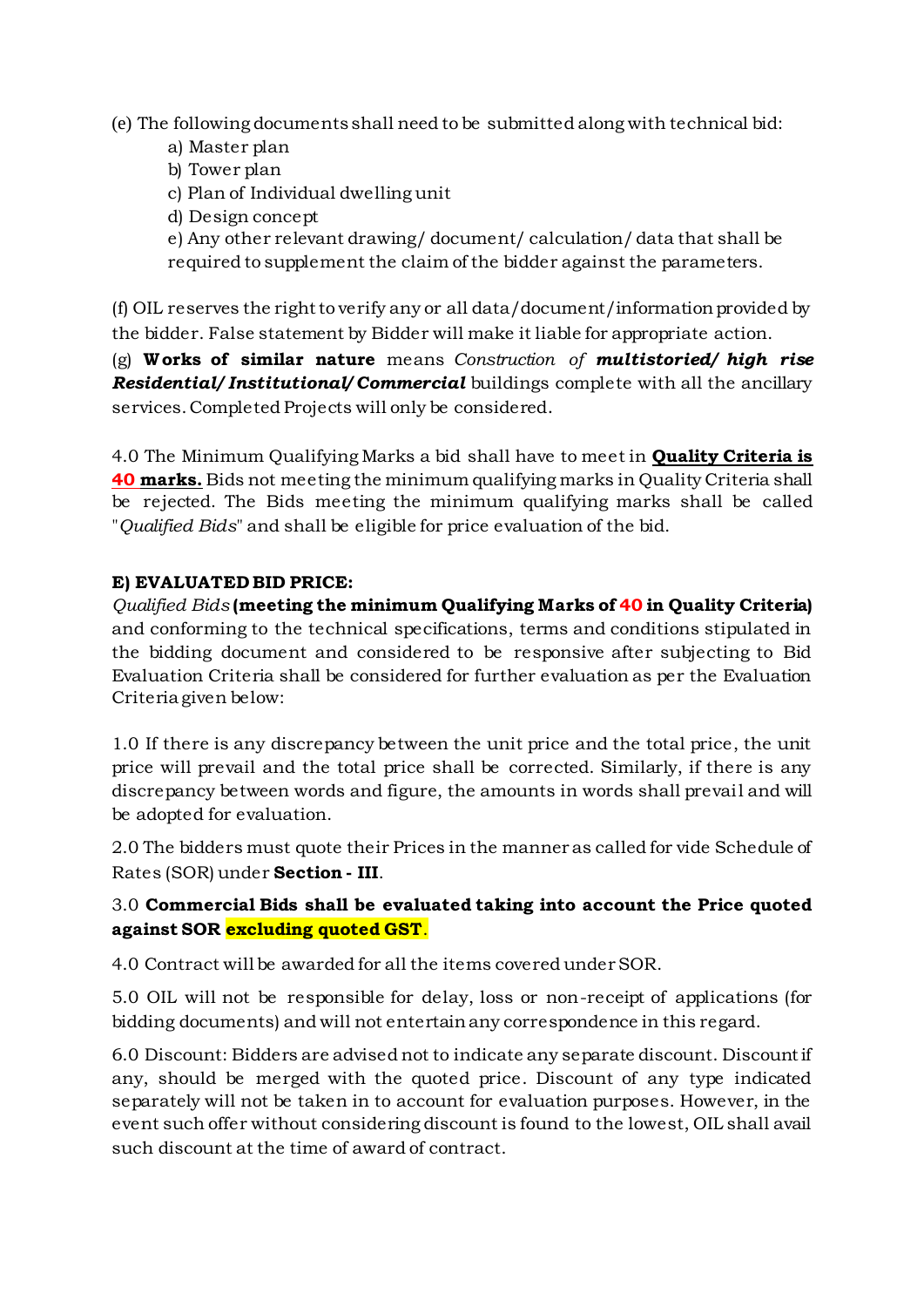(e) The following documents shall need to be submitted along with technical bid:

a) Master plan
b) Tower plan
c) Plan of Individual dwelling unit
d) Design concept
e) Any other relevant drawing/ document/ calculation/ data that shall be required to supplement the claim of the bidder against the parameters.

(f) OIL reserves the right to verify any or all data/document/information provided by the bidder. False statement by Bidder will make it liable for appropriate action.

(g) **Works of similar nature** means *Construction of* ***multistoried/ high rise Residential/ Institutional/ Commercial*** buildings complete with all the ancillary services. Completed Projects will only be considered.

4.0 The Minimum Qualifying Marks a bid shall have to meet in **Quality Criteria is 40 marks.** Bids not meeting the minimum qualifying marks in Quality Criteria shall be rejected. The Bids meeting the minimum qualifying marks shall be called "*Qualified Bids*" and shall be eligible for price evaluation of the bid.

**E) EVALUATED BID PRICE:**

*Qualified Bids* **(meeting the minimum Qualifying Marks of 40 in Quality Criteria)** and conforming to the technical specifications, terms and conditions stipulated in the bidding document and considered to be responsive after subjecting to Bid Evaluation Criteria shall be considered for further evaluation as per the Evaluation Criteria given below:

1.0 If there is any discrepancy between the unit price and the total price, the unit price will prevail and the total price shall be corrected. Similarly, if there is any discrepancy between words and figure, the amounts in words shall prevail and will be adopted for evaluation.

2.0 The bidders must quote their Prices in the manner as called for vide Schedule of Rates (SOR) under **Section - III**.

3.0 **Commercial Bids shall be evaluated taking into account the Price quoted against SOR excluding quoted GST**.

4.0 Contract will be awarded for all the items covered under SOR.

5.0 OIL will not be responsible for delay, loss or non-receipt of applications (for bidding documents) and will not entertain any correspondence in this regard.

6.0 Discount: Bidders are advised not to indicate any separate discount. Discount if any, should be merged with the quoted price. Discount of any type indicated separately will not be taken in to account for evaluation purposes. However, in the event such offer without considering discount is found to the lowest, OIL shall avail such discount at the time of award of contract.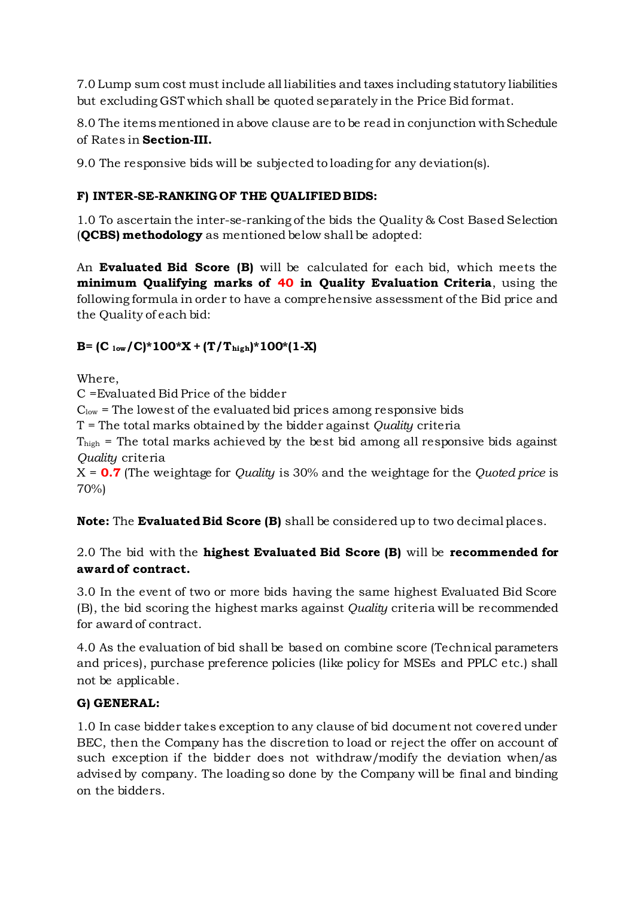7.0 Lump sum cost must include all liabilities and taxes including statutory liabilities but excluding GST which shall be quoted separately in the Price Bid format.

8.0 The items mentioned in above clause are to be read in conjunction with Schedule of Rates in **Section-III.**

9.0 The responsive bids will be subjected to loading for any deviation(s).

**F) INTER-SE-RANKING OF THE QUALIFIED BIDS:**

1.0 To ascertain the inter-se-ranking of the bids the Quality & Cost Based Selection (**QCBS) methodology** as mentioned below shall be adopted:

An **Evaluated Bid Score (B)** will be calculated for each bid, which meets the **minimum Qualifying marks of 40 in Quality Evaluation Criteria**, using the following formula in order to have a comprehensive assessment of the Bid price and the Quality of each bid:

$$B = (C_{low}/C)*100*X + (T/T_{high})*100*(1-X)$$

Where,

C =Evaluated Bid Price of the bidder

$C_{low}$ = The lowest of the evaluated bid prices among responsive bids

T = The total marks obtained by the bidder against *Quality* criteria

$T_{high}$ = The total marks achieved by the best bid among all responsive bids against *Quality* criteria

X = **0.7** (The weightage for *Quality* is 30% and the weightage for the *Quoted price* is 70%)

**Note:** The **Evaluated Bid Score (B)** shall be considered up to two decimal places.

2.0 The bid with the **highest Evaluated Bid Score (B)** will be **recommended for award of contract.**

3.0 In the event of two or more bids having the same highest Evaluated Bid Score (B), the bid scoring the highest marks against *Quality* criteria will be recommended for award of contract.

4.0 As the evaluation of bid shall be based on combine score (Technical parameters and prices), purchase preference policies (like policy for MSEs and PPLC etc.) shall not be applicable.

**G) GENERAL:**

1.0 In case bidder takes exception to any clause of bid document not covered under BEC, then the Company has the discretion to load or reject the offer on account of such exception if the bidder does not withdraw/modify the deviation when/as advised by company. The loading so done by the Company will be final and binding on the bidders.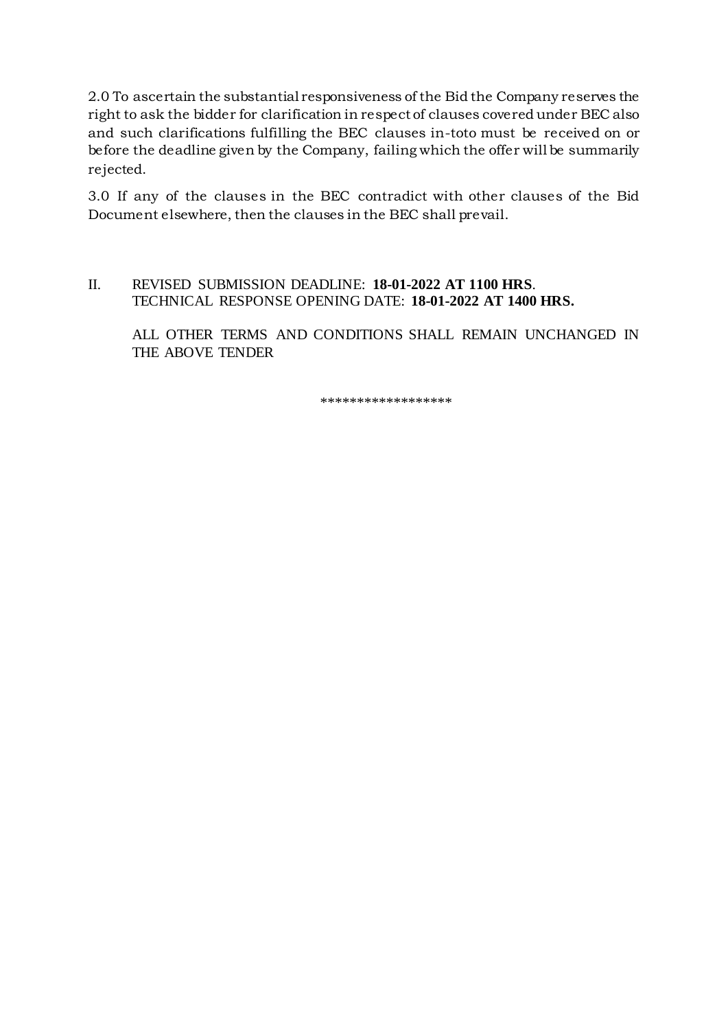2.0 To ascertain the substantial responsiveness of the Bid the Company reserves the right to ask the bidder for clarification in respect of clauses covered under BEC also and such clarifications fulfilling the BEC clauses in-toto must be received on or before the deadline given by the Company, failing which the offer will be summarily rejected.

3.0 If any of the clauses in the BEC contradict with other clauses of the Bid Document elsewhere, then the clauses in the BEC shall prevail.

II. REVISED SUBMISSION DEADLINE: **18-01-2022 AT 1100 HRS**.
TECHNICAL RESPONSE OPENING DATE: **18-01-2022 AT 1400 HRS.**

ALL OTHER TERMS AND CONDITIONS SHALL REMAIN UNCHANGED IN THE ABOVE TENDER

*****************